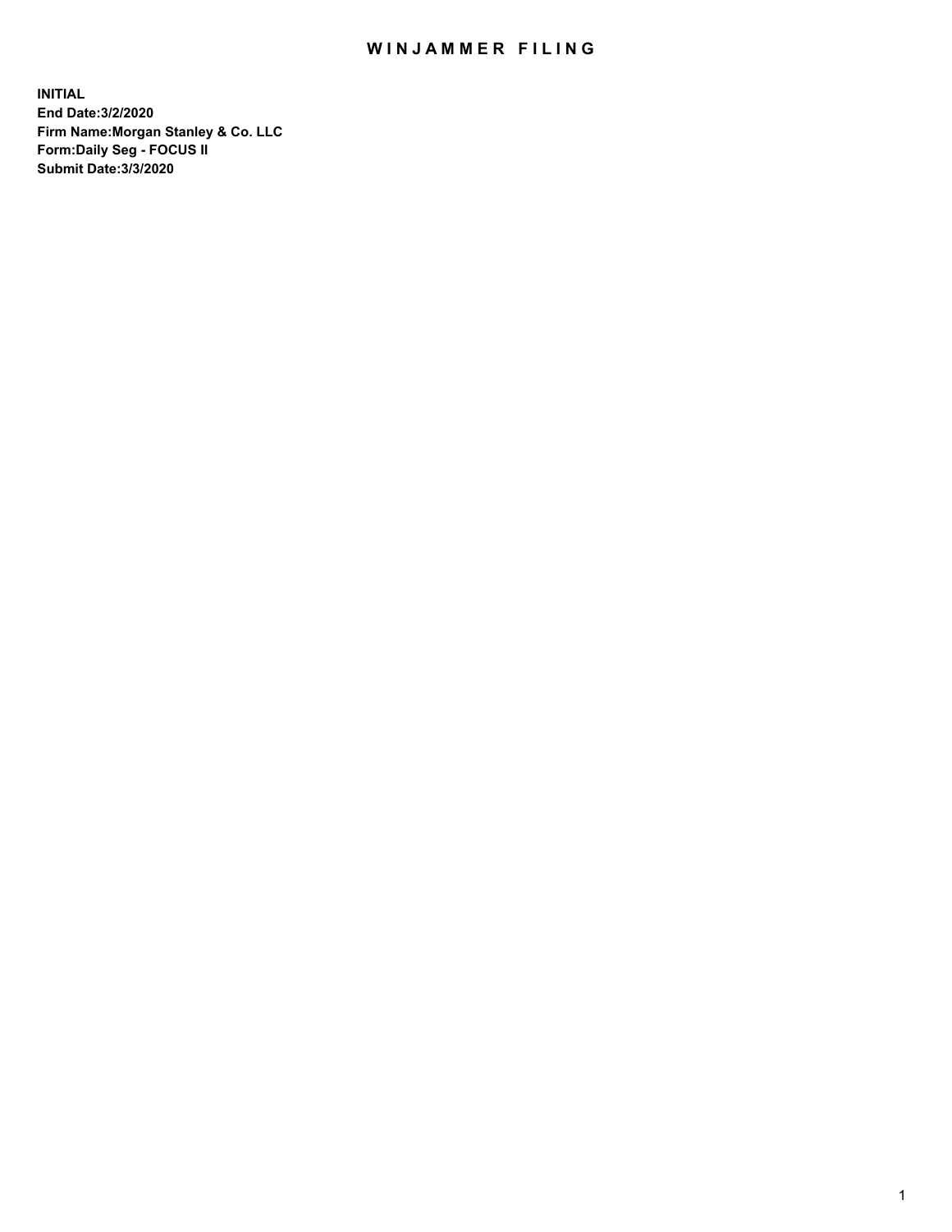# WINJAMMER FILING

**INITIAL**
**End Date:3/2/2020**
**Firm Name:Morgan Stanley & Co. LLC**
**Form:Daily Seg - FOCUS II**
**Submit Date:3/3/2020**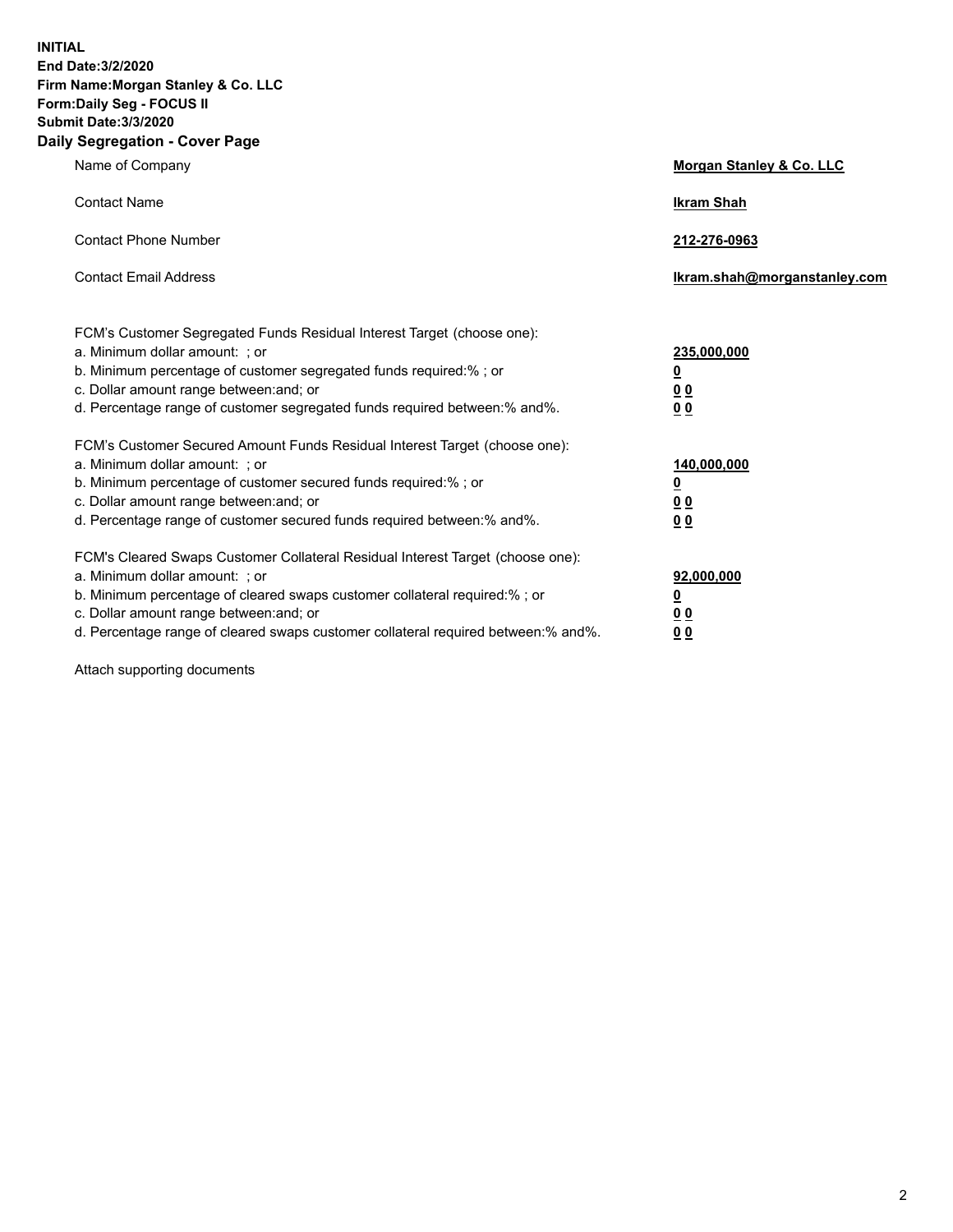**INITIAL**
**End Date:3/2/2020**
**Firm Name:Morgan Stanley & Co. LLC**
**Form:Daily Seg - FOCUS II**
**Submit Date:3/3/2020**

## Daily Segregation - Cover Page

| | |
|---|---|
| Name of Company | **Morgan Stanley & Co. LLC** |
| Contact Name | **Ikram Shah** |
| Contact Phone Number | **212-276-0963** |
| Contact Email Address | **Ikram.shah@morganstanley.com** |

| | |
|---|---|
| FCM's Customer Segregated Funds Residual Interest Target (choose one): | |
| a. Minimum dollar amount: ; or | **235,000,000** |
| b. Minimum percentage of customer segregated funds required:% ; or | **0** |
| c. Dollar amount range between:and; or | **0 0** |
| d. Percentage range of customer segregated funds required between:% and%. | **0 0** |
| FCM's Customer Secured Amount Funds Residual Interest Target (choose one): | |
| a. Minimum dollar amount: ; or | **140,000,000** |
| b. Minimum percentage of customer secured funds required:% ; or | **0** |
| c. Dollar amount range between:and; or | **0 0** |
| d. Percentage range of customer secured funds required between:% and%. | **0 0** |
| FCM's Cleared Swaps Customer Collateral Residual Interest Target (choose one): | |
| a. Minimum dollar amount: ; or | **92,000,000** |
| b. Minimum percentage of cleared swaps customer collateral required:% ; or | **0** |
| c. Dollar amount range between:and; or | **0 0** |
| d. Percentage range of cleared swaps customer collateral required between:% and%. | **0 0** |

Attach supporting documents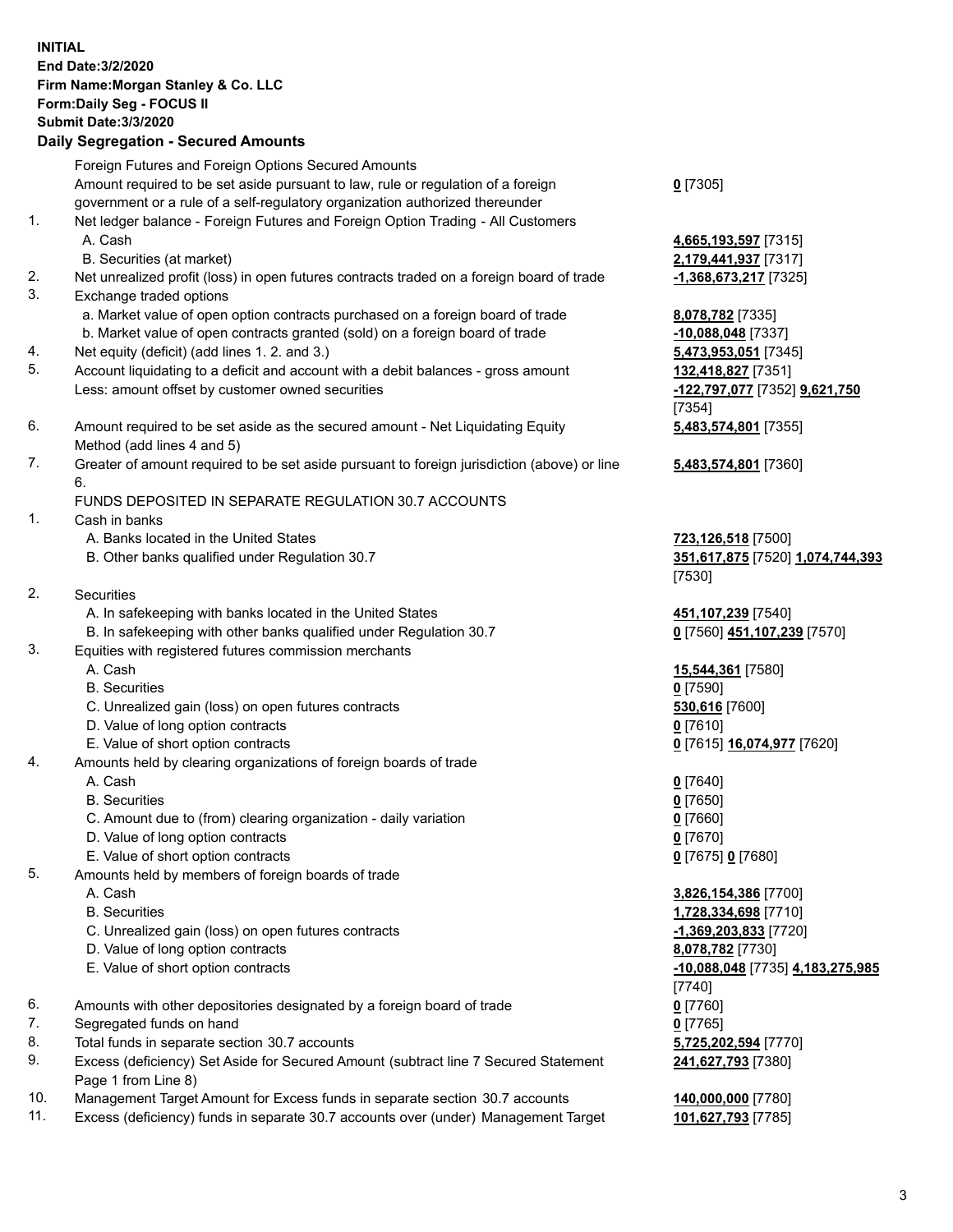**INITIAL**
**End Date:3/2/2020**
**Firm Name:Morgan Stanley & Co. LLC**
**Form:Daily Seg - FOCUS II**
**Submit Date:3/3/2020**

## Daily Segregation - Secured Amounts

| | | |
|---|---|---|
| | Foreign Futures and Foreign Options Secured Amounts | |
| | Amount required to be set aside pursuant to law, rule or regulation of a foreign government or a rule of a self-regulatory organization authorized thereunder | **0** [7305] |
| 1. | Net ledger balance - Foreign Futures and Foreign Option Trading - All Customers | |
| | A. Cash | **4,665,193,597** [7315] |
| | B. Securities (at market) | **2,179,441,937** [7317] |
| 2. | Net unrealized profit (loss) in open futures contracts traded on a foreign board of trade | **-1,368,673,217** [7325] |
| 3. | Exchange traded options | |
| | a. Market value of open option contracts purchased on a foreign board of trade | **8,078,782** [7335] |
| | b. Market value of open contracts granted (sold) on a foreign board of trade | **-10,088,048** [7337] |
| 4. | Net equity (deficit) (add lines 1. 2. and 3.) | **5,473,953,051** [7345] |
| 5. | Account liquidating to a deficit and account with a debit balances - gross amount | **132,418,827** [7351] |
| | Less: amount offset by customer owned securities | **-122,797,077** [7352] **9,621,750** [7354] |
| 6. | Amount required to be set aside as the secured amount - Net Liquidating Equity Method (add lines 4 and 5) | **5,483,574,801** [7355] |
| 7. | Greater of amount required to be set aside pursuant to foreign jurisdiction (above) or line 6. | **5,483,574,801** [7360] |
| | FUNDS DEPOSITED IN SEPARATE REGULATION 30.7 ACCOUNTS | |
| 1. | Cash in banks | |
| | A. Banks located in the United States | **723,126,518** [7500] |
| | B. Other banks qualified under Regulation 30.7 | **351,617,875** [7520] **1,074,744,393** [7530] |
| 2. | Securities | |
| | A. In safekeeping with banks located in the United States | **451,107,239** [7540] |
| | B. In safekeeping with other banks qualified under Regulation 30.7 | **0** [7560] **451,107,239** [7570] |
| 3. | Equities with registered futures commission merchants | |
| | A. Cash | **15,544,361** [7580] |
| | B. Securities | **0** [7590] |
| | C. Unrealized gain (loss) on open futures contracts | **530,616** [7600] |
| | D. Value of long option contracts | **0** [7610] |
| | E. Value of short option contracts | **0** [7615] **16,074,977** [7620] |
| 4. | Amounts held by clearing organizations of foreign boards of trade | |
| | A. Cash | **0** [7640] |
| | B. Securities | **0** [7650] |
| | C. Amount due to (from) clearing organization - daily variation | **0** [7660] |
| | D. Value of long option contracts | **0** [7670] |
| | E. Value of short option contracts | **0** [7675] **0** [7680] |
| 5. | Amounts held by members of foreign boards of trade | |
| | A. Cash | **3,826,154,386** [7700] |
| | B. Securities | **1,728,334,698** [7710] |
| | C. Unrealized gain (loss) on open futures contracts | **-1,369,203,833** [7720] |
| | D. Value of long option contracts | **8,078,782** [7730] |
| | E. Value of short option contracts | **-10,088,048** [7735] **4,183,275,985** [7740] |
| 6. | Amounts with other depositories designated by a foreign board of trade | **0** [7760] |
| 7. | Segregated funds on hand | **0** [7765] |
| 8. | Total funds in separate section 30.7 accounts | **5,725,202,594** [7770] |
| 9. | Excess (deficiency) Set Aside for Secured Amount (subtract line 7 Secured Statement Page 1 from Line 8) | **241,627,793** [7380] |
| 10. | Management Target Amount for Excess funds in separate section 30.7 accounts | **140,000,000** [7780] |
| 11. | Excess (deficiency) funds in separate 30.7 accounts over (under) Management Target | **101,627,793** [7785] |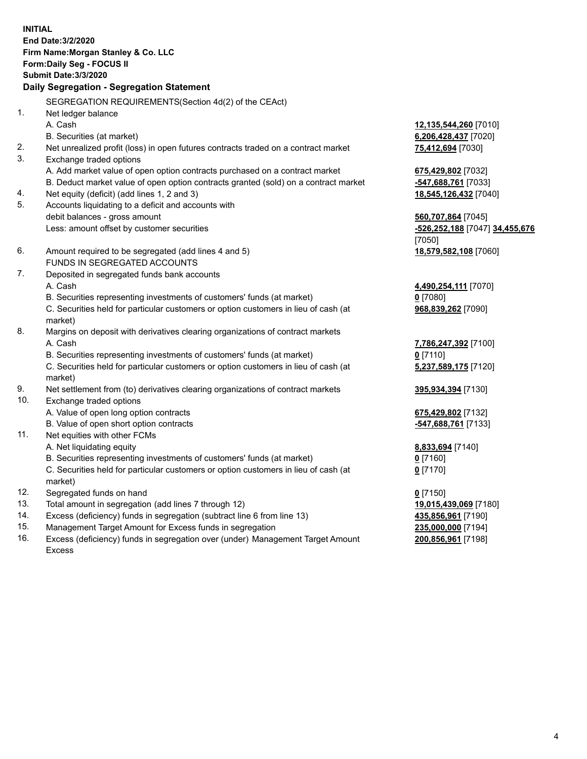**INITIAL**
**End Date:3/2/2020**
**Firm Name:Morgan Stanley & Co. LLC**
**Form:Daily Seg - FOCUS II**
**Submit Date:3/3/2020**

**Daily Segregation - Segregation Statement**

| | | |
|---|---|---|
| | SEGREGATION REQUIREMENTS(Section 4d(2) of the CEAct) | |
| 1. | Net ledger balance | |
| | A. Cash | **12,135,544,260** [7010] |
| | B. Securities (at market) | **6,206,428,437** [7020] |
| 2. | Net unrealized profit (loss) in open futures contracts traded on a contract market | **75,412,694** [7030] |
| 3. | Exchange traded options | |
| | A. Add market value of open option contracts purchased on a contract market | **675,429,802** [7032] |
| | B. Deduct market value of open option contracts granted (sold) on a contract market | **-547,688,761** [7033] |
| 4. | Net equity (deficit) (add lines 1, 2 and 3) | **18,545,126,432** [7040] |
| 5. | Accounts liquidating to a deficit and accounts with debit balances - gross amount | **560,707,864** [7045] |
| | Less: amount offset by customer securities | **-526,252,188** [7047] **34,455,676** [7050] |
| 6. | Amount required to be segregated (add lines 4 and 5) | **18,579,582,108** [7060] |
| | FUNDS IN SEGREGATED ACCOUNTS | |
| 7. | Deposited in segregated funds bank accounts | |
| | A. Cash | **4,490,254,111** [7070] |
| | B. Securities representing investments of customers' funds (at market) | **0** [7080] |
| | C. Securities held for particular customers or option customers in lieu of cash (at market) | **968,839,262** [7090] |
| 8. | Margins on deposit with derivatives clearing organizations of contract markets | |
| | A. Cash | **7,786,247,392** [7100] |
| | B. Securities representing investments of customers' funds (at market) | **0** [7110] |
| | C. Securities held for particular customers or option customers in lieu of cash (at market) | **5,237,589,175** [7120] |
| 9. | Net settlement from (to) derivatives clearing organizations of contract markets | **395,934,394** [7130] |
| 10. | Exchange traded options | |
| | A. Value of open long option contracts | **675,429,802** [7132] |
| | B. Value of open short option contracts | **-547,688,761** [7133] |
| 11. | Net equities with other FCMs | |
| | A. Net liquidating equity | **8,833,694** [7140] |
| | B. Securities representing investments of customers' funds (at market) | **0** [7160] |
| | C. Securities held for particular customers or option customers in lieu of cash (at market) | **0** [7170] |
| 12. | Segregated funds on hand | **0** [7150] |
| 13. | Total amount in segregation (add lines 7 through 12) | **19,015,439,069** [7180] |
| 14. | Excess (deficiency) funds in segregation (subtract line 6 from line 13) | **435,856,961** [7190] |
| 15. | Management Target Amount for Excess funds in segregation | **235,000,000** [7194] |
| 16. | Excess (deficiency) funds in segregation over (under) Management Target Amount Excess | **200,856,961** [7198] |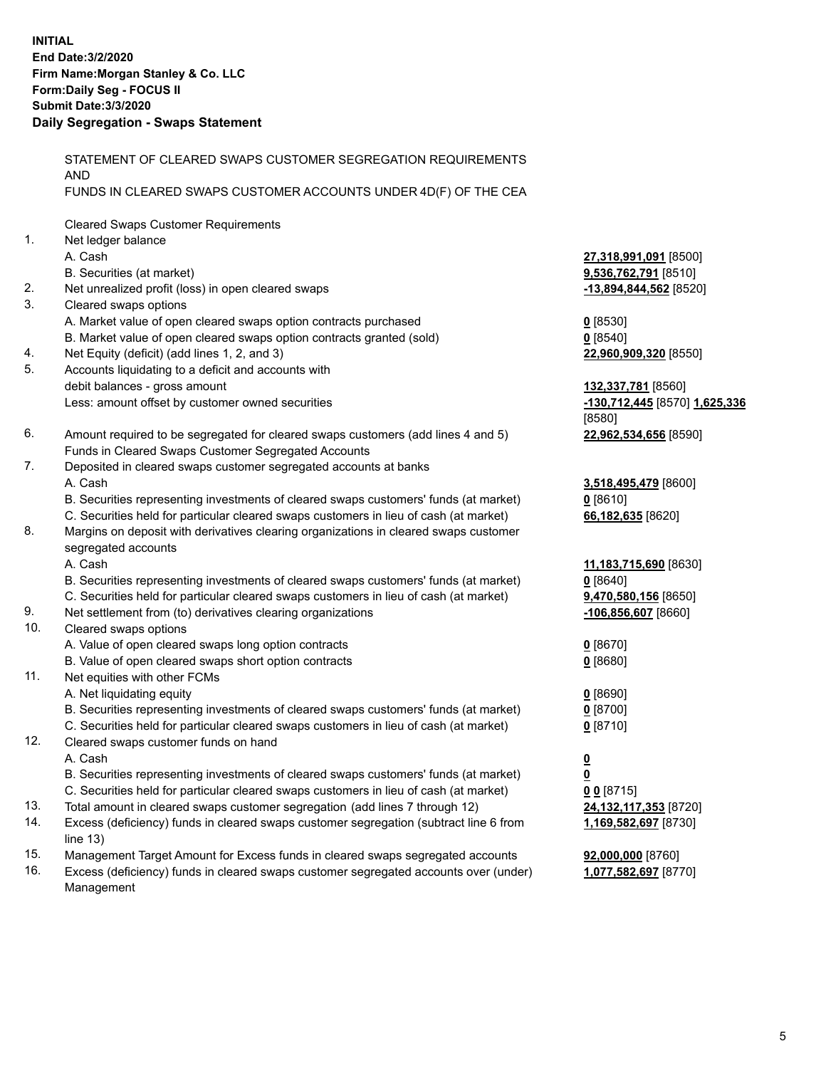**INITIAL**
**End Date:3/2/2020**
**Firm Name:Morgan Stanley & Co. LLC**
**Form:Daily Seg - FOCUS II**
**Submit Date:3/3/2020**
**Daily Segregation - Swaps Statement**

STATEMENT OF CLEARED SWAPS CUSTOMER SEGREGATION REQUIREMENTS AND
FUNDS IN CLEARED SWAPS CUSTOMER ACCOUNTS UNDER 4D(F) OF THE CEA

| | | |
|---|---|---|
| | Cleared Swaps Customer Requirements | |
| 1. | Net ledger balance | |
| | A. Cash | **27,318,991,091** [8500] |
| | B. Securities (at market) | **9,536,762,791** [8510] |
| 2. | Net unrealized profit (loss) in open cleared swaps | **-13,894,844,562** [8520] |
| 3. | Cleared swaps options | |
| | A. Market value of open cleared swaps option contracts purchased | **0** [8530] |
| | B. Market value of open cleared swaps option contracts granted (sold) | **0** [8540] |
| 4. | Net Equity (deficit) (add lines 1, 2, and 3) | **22,960,909,320** [8550] |
| 5. | Accounts liquidating to a deficit and accounts with debit balances - gross amount | **132,337,781** [8560] |
| | Less: amount offset by customer owned securities | **-130,712,445** [8570] **1,625,336** [8580] |
| 6. | Amount required to be segregated for cleared swaps customers (add lines 4 and 5) | **22,962,534,656** [8590] |
| | Funds in Cleared Swaps Customer Segregated Accounts | |
| 7. | Deposited in cleared swaps customer segregated accounts at banks | |
| | A. Cash | **3,518,495,479** [8600] |
| | B. Securities representing investments of cleared swaps customers' funds (at market) | **0** [8610] |
| | C. Securities held for particular cleared swaps customers in lieu of cash (at market) | **66,182,635** [8620] |
| 8. | Margins on deposit with derivatives clearing organizations in cleared swaps customer segregated accounts | |
| | A. Cash | **11,183,715,690** [8630] |
| | B. Securities representing investments of cleared swaps customers' funds (at market) | **0** [8640] |
| | C. Securities held for particular cleared swaps customers in lieu of cash (at market) | **9,470,580,156** [8650] |
| 9. | Net settlement from (to) derivatives clearing organizations | **-106,856,607** [8660] |
| 10. | Cleared swaps options | |
| | A. Value of open cleared swaps long option contracts | **0** [8670] |
| | B. Value of open cleared swaps short option contracts | **0** [8680] |
| 11. | Net equities with other FCMs | |
| | A. Net liquidating equity | **0** [8690] |
| | B. Securities representing investments of cleared swaps customers' funds (at market) | **0** [8700] |
| | C. Securities held for particular cleared swaps customers in lieu of cash (at market) | **0** [8710] |
| 12. | Cleared swaps customer funds on hand | |
| | A. Cash | **0** |
| | B. Securities representing investments of cleared swaps customers' funds (at market) | **0** |
| | C. Securities held for particular cleared swaps customers in lieu of cash (at market) | **0** **0** [8715] |
| 13. | Total amount in cleared swaps customer segregation (add lines 7 through 12) | **24,132,117,353** [8720] |
| 14. | Excess (deficiency) funds in cleared swaps customer segregation (subtract line 6 from line 13) | **1,169,582,697** [8730] |
| 15. | Management Target Amount for Excess funds in cleared swaps segregated accounts | **92,000,000** [8760] |
| 16. | Excess (deficiency) funds in cleared swaps customer segregated accounts over (under) Management | **1,077,582,697** [8770] |